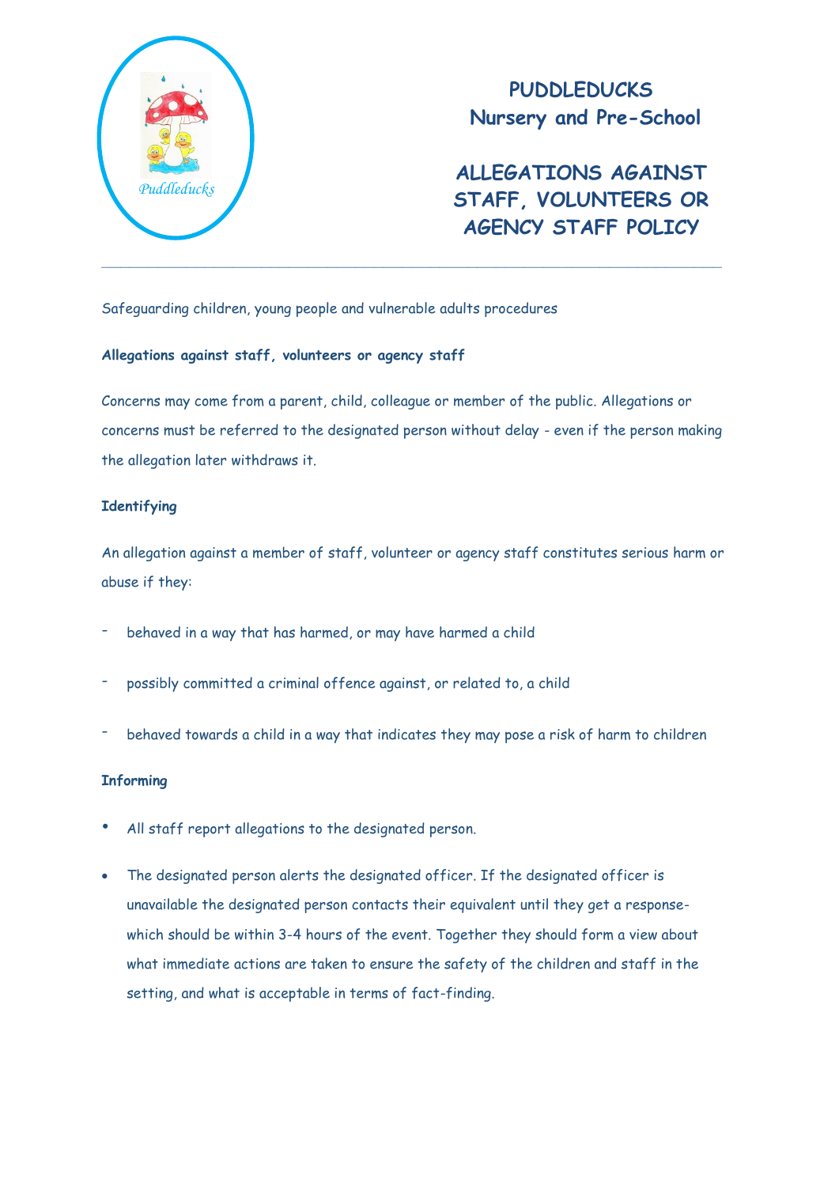# PUDDLEDUCKS
## Nursery and Pre-School

# ALLEGATIONS AGAINST STAFF, VOLUNTEERS OR AGENCY STAFF POLICY

---

Safeguarding children, young people and vulnerable adults procedures

**Allegations against staff, volunteers or agency staff**

Concerns may come from a parent, child, colleague or member of the public. Allegations or concerns must be referred to the designated person without delay - even if the person making the allegation later withdraws it.

**Identifying**

An allegation against a member of staff, volunteer or agency staff constitutes serious harm or abuse if they:

- behaved in a way that has harmed, or may have harmed a child
- possibly committed a criminal offence against, or related to, a child
- behaved towards a child in a way that indicates they may pose a risk of harm to children

**Informing**

- All staff report allegations to the designated person.
- The designated person alerts the designated officer. If the designated officer is unavailable the designated person contacts their equivalent until they get a response- which should be within 3-4 hours of the event. Together they should form a view about what immediate actions are taken to ensure the safety of the children and staff in the setting, and what is acceptable in terms of fact-finding.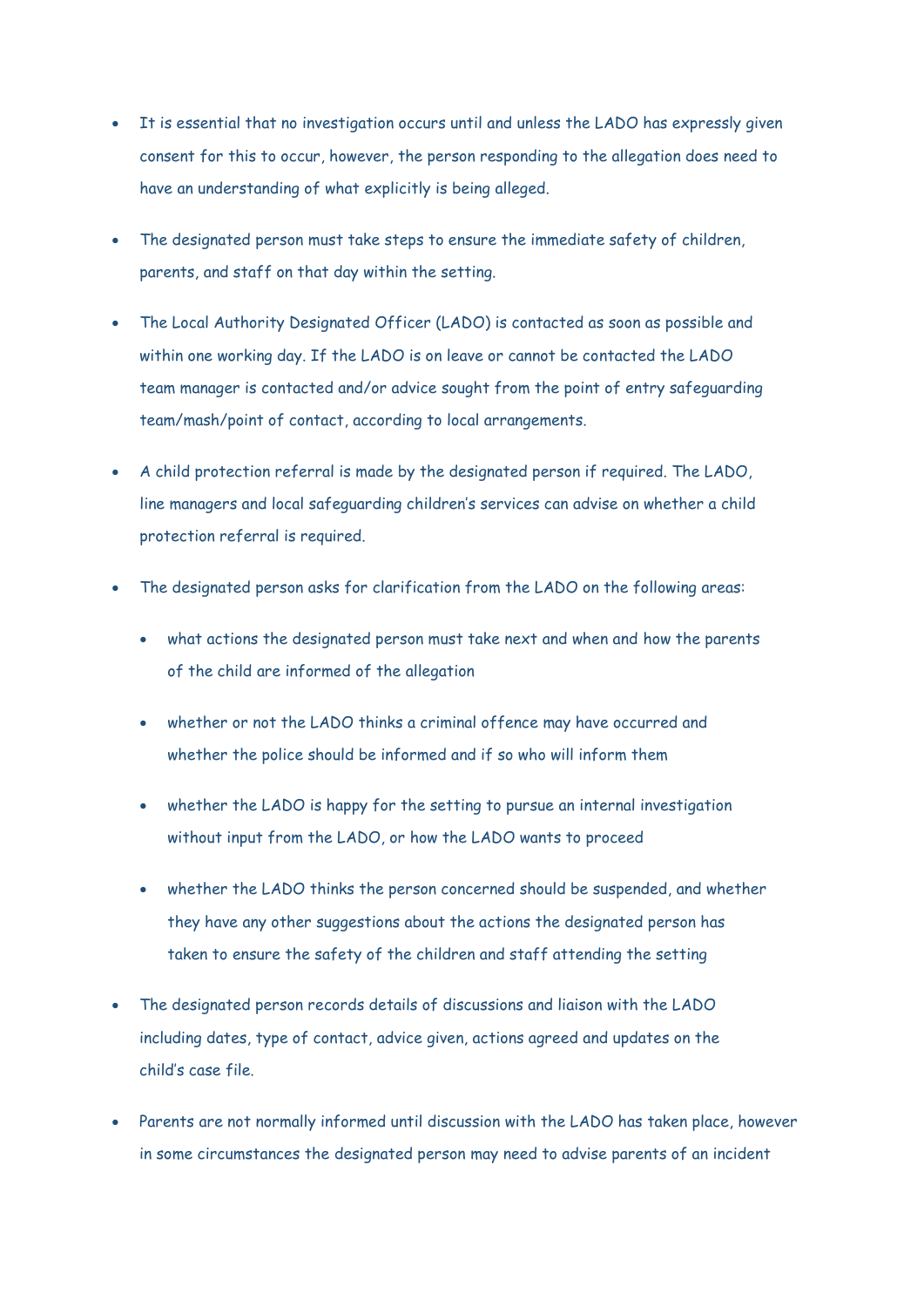- It is essential that no investigation occurs until and unless the LADO has expressly given consent for this to occur, however, the person responding to the allegation does need to have an understanding of what explicitly is being alleged.

- The designated person must take steps to ensure the immediate safety of children, parents, and staff on that day within the setting.

- The Local Authority Designated Officer (LADO) is contacted as soon as possible and within one working day. If the LADO is on leave or cannot be contacted the LADO team manager is contacted and/or advice sought from the point of entry safeguarding team/mash/point of contact, according to local arrangements.

- A child protection referral is made by the designated person if required. The LADO, line managers and local safeguarding children's services can advise on whether a child protection referral is required.

- The designated person asks for clarification from the LADO on the following areas:

  - what actions the designated person must take next and when and how the parents of the child are informed of the allegation

  - whether or not the LADO thinks a criminal offence may have occurred and whether the police should be informed and if so who will inform them

  - whether the LADO is happy for the setting to pursue an internal investigation without input from the LADO, or how the LADO wants to proceed

  - whether the LADO thinks the person concerned should be suspended, and whether they have any other suggestions about the actions the designated person has taken to ensure the safety of the children and staff attending the setting

- The designated person records details of discussions and liaison with the LADO including dates, type of contact, advice given, actions agreed and updates on the child's case file.

- Parents are not normally informed until discussion with the LADO has taken place, however in some circumstances the designated person may need to advise parents of an incident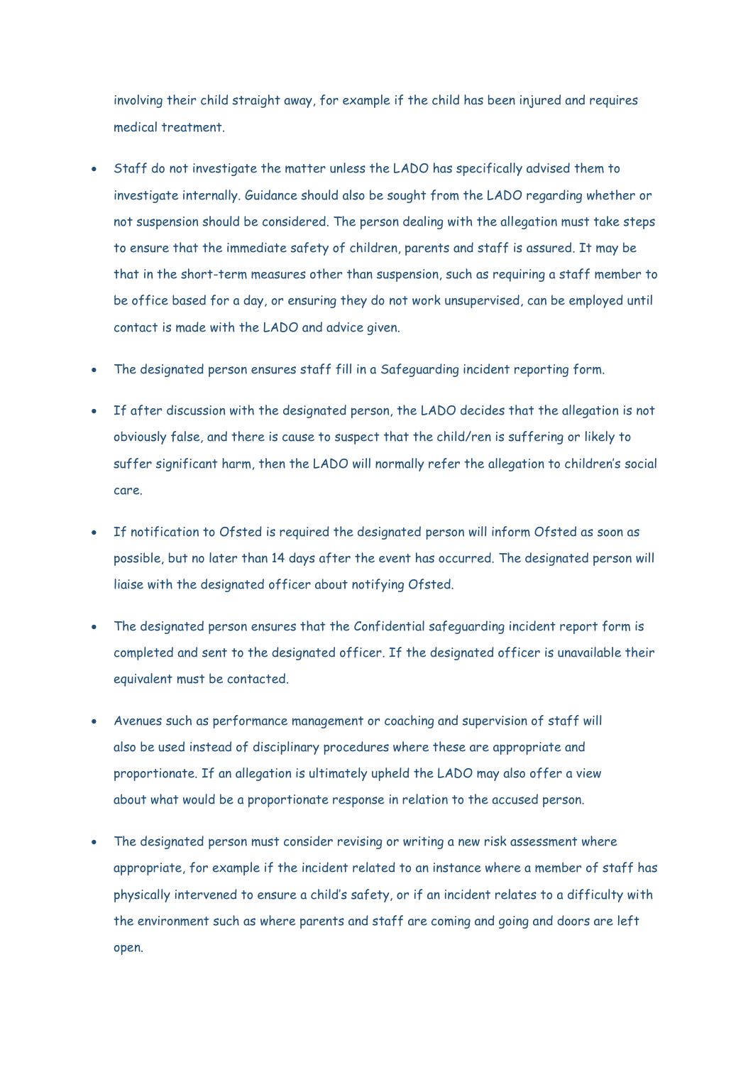involving their child straight away, for example if the child has been injured and requires medical treatment.

- Staff do not investigate the matter unless the LADO has specifically advised them to investigate internally. Guidance should also be sought from the LADO regarding whether or not suspension should be considered. The person dealing with the allegation must take steps to ensure that the immediate safety of children, parents and staff is assured. It may be that in the short-term measures other than suspension, such as requiring a staff member to be office based for a day, or ensuring they do not work unsupervised, can be employed until contact is made with the LADO and advice given.

- The designated person ensures staff fill in a Safeguarding incident reporting form.

- If after discussion with the designated person, the LADO decides that the allegation is not obviously false, and there is cause to suspect that the child/ren is suffering or likely to suffer significant harm, then the LADO will normally refer the allegation to children's social care.

- If notification to Ofsted is required the designated person will inform Ofsted as soon as possible, but no later than 14 days after the event has occurred. The designated person will liaise with the designated officer about notifying Ofsted.

- The designated person ensures that the Confidential safeguarding incident report form is completed and sent to the designated officer. If the designated officer is unavailable their equivalent must be contacted.

- Avenues such as performance management or coaching and supervision of staff will also be used instead of disciplinary procedures where these are appropriate and proportionate. If an allegation is ultimately upheld the LADO may also offer a view about what would be a proportionate response in relation to the accused person.

- The designated person must consider revising or writing a new risk assessment where appropriate, for example if the incident related to an instance where a member of staff has physically intervened to ensure a child's safety, or if an incident relates to a difficulty with the environment such as where parents and staff are coming and going and doors are left open.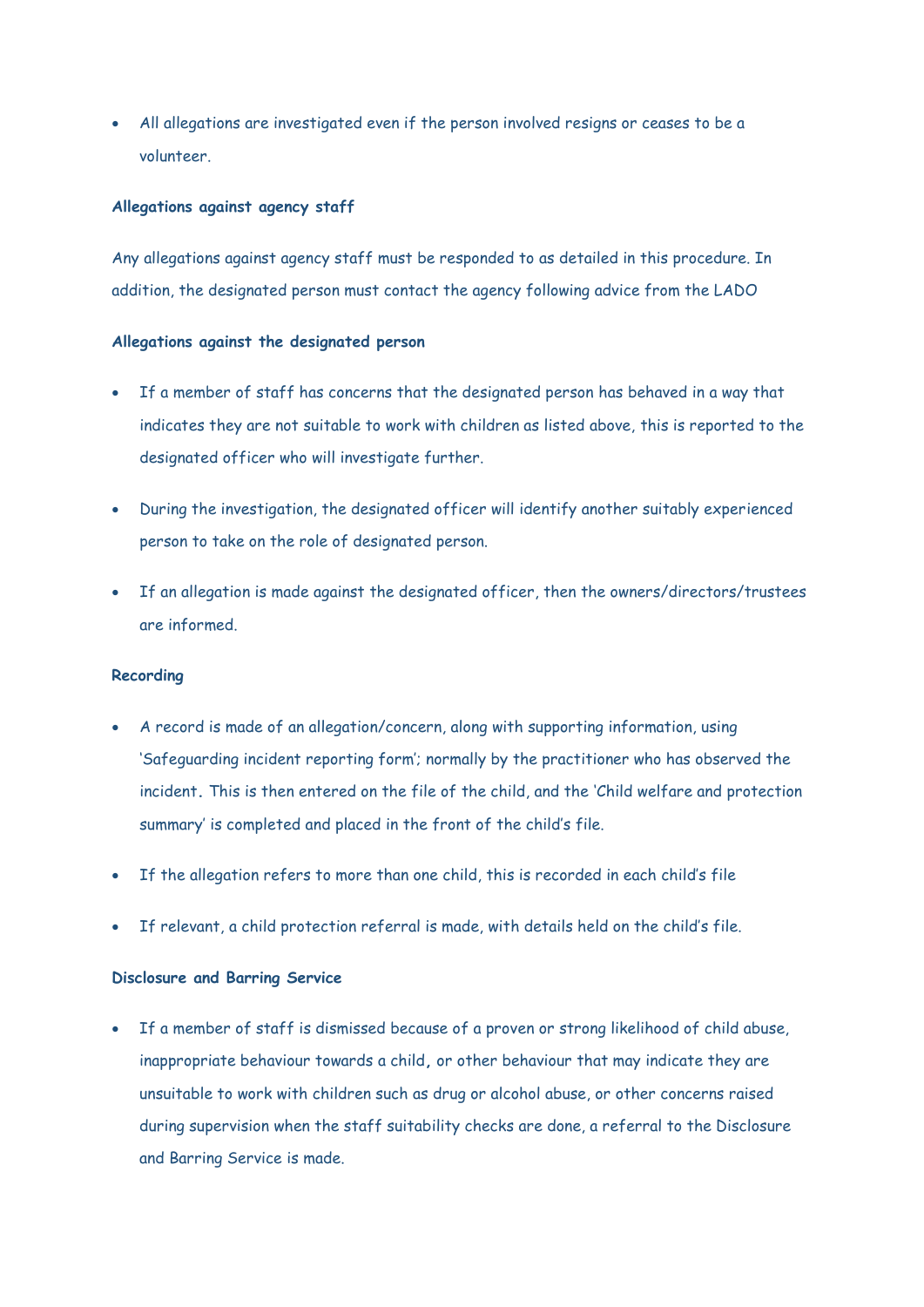- All allegations are investigated even if the person involved resigns or ceases to be a volunteer.

**Allegations against agency staff**

Any allegations against agency staff must be responded to as detailed in this procedure. In addition, the designated person must contact the agency following advice from the LADO

**Allegations against the designated person**

- If a member of staff has concerns that the designated person has behaved in a way that indicates they are not suitable to work with children as listed above, this is reported to the designated officer who will investigate further.
- During the investigation, the designated officer will identify another suitably experienced person to take on the role of designated person.
- If an allegation is made against the designated officer, then the owners/directors/trustees are informed.

**Recording**

- A record is made of an allegation/concern, along with supporting information, using 'Safeguarding incident reporting form'; normally by the practitioner who has observed the incident. This is then entered on the file of the child, and the 'Child welfare and protection summary' is completed and placed in the front of the child's file.
- If the allegation refers to more than one child, this is recorded in each child's file
- If relevant, a child protection referral is made, with details held on the child's file.

**Disclosure and Barring Service**

- If a member of staff is dismissed because of a proven or strong likelihood of child abuse, inappropriate behaviour towards a child, or other behaviour that may indicate they are unsuitable to work with children such as drug or alcohol abuse, or other concerns raised during supervision when the staff suitability checks are done, a referral to the Disclosure and Barring Service is made.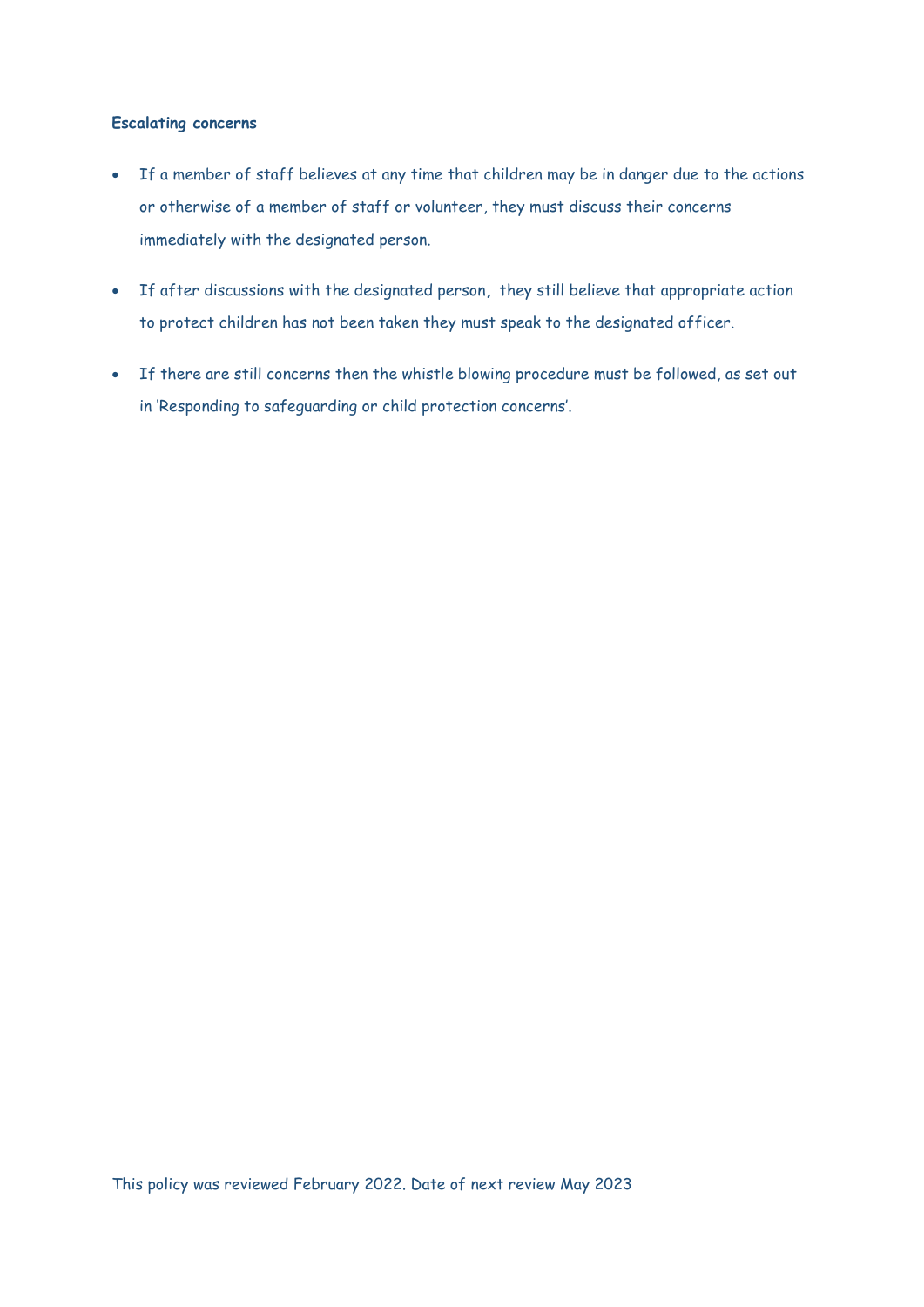**Escalating concerns**

- If a member of staff believes at any time that children may be in danger due to the actions or otherwise of a member of staff or volunteer, they must discuss their concerns immediately with the designated person.
- If after discussions with the designated person, they still believe that appropriate action to protect children has not been taken they must speak to the designated officer.
- If there are still concerns then the whistle blowing procedure must be followed, as set out in 'Responding to safeguarding or child protection concerns'.

This policy was reviewed February 2022. Date of next review May 2023